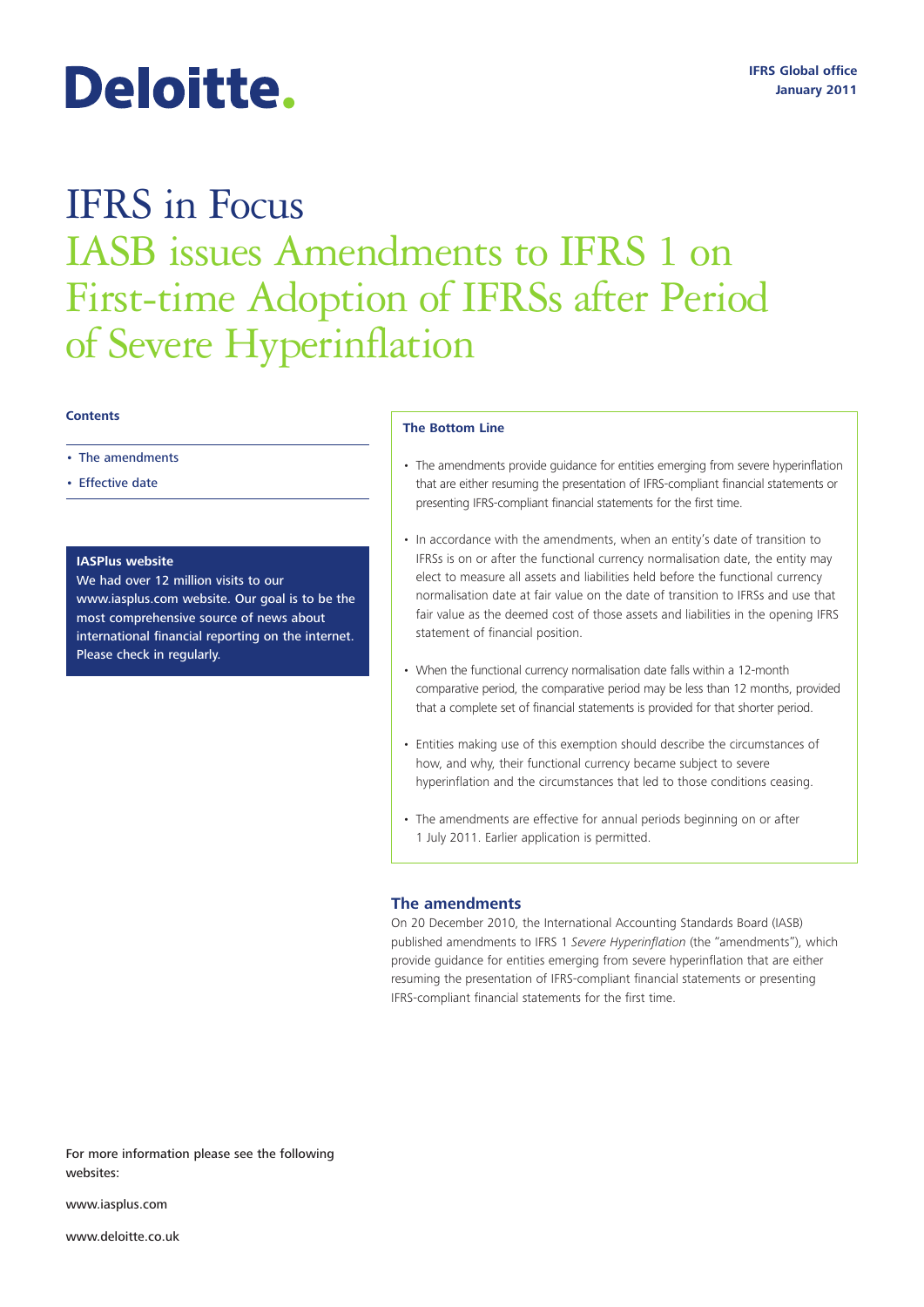Deloitte.

IFRS Global office
January 2011

# IFRS in Focus

## IASB issues Amendments to IFRS 1 on First-time Adoption of IFRSs after Period of Severe Hyperinflation

**Contents**

- The amendments
- Effective date

**IASPlus website**

We had over 12 million visits to our www.iasplus.com website. Our goal is to be the most comprehensive source of news about international financial reporting on the internet. Please check in regularly.

**The Bottom Line**

- The amendments provide guidance for entities emerging from severe hyperinflation that are either resuming the presentation of IFRS-compliant financial statements or presenting IFRS-compliant financial statements for the first time.
- In accordance with the amendments, when an entity's date of transition to IFRSs is on or after the functional currency normalisation date, the entity may elect to measure all assets and liabilities held before the functional currency normalisation date at fair value on the date of transition to IFRSs and use that fair value as the deemed cost of those assets and liabilities in the opening IFRS statement of financial position.
- When the functional currency normalisation date falls within a 12-month comparative period, the comparative period may be less than 12 months, provided that a complete set of financial statements is provided for that shorter period.
- Entities making use of this exemption should describe the circumstances of how, and why, their functional currency became subject to severe hyperinflation and the circumstances that led to those conditions ceasing.
- The amendments are effective for annual periods beginning on or after 1 July 2011. Earlier application is permitted.

### The amendments

On 20 December 2010, the International Accounting Standards Board (IASB) published amendments to IFRS 1 *Severe Hyperinflation* (the "amendments"), which provide guidance for entities emerging from severe hyperinflation that are either resuming the presentation of IFRS-compliant financial statements or presenting IFRS-compliant financial statements for the first time.

For more information please see the following websites:

www.iasplus.com

www.deloitte.co.uk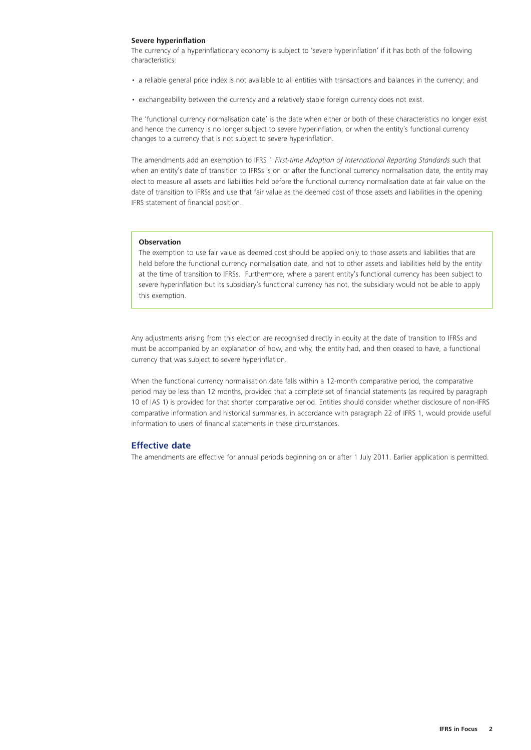**Severe hyperinflation**

The currency of a hyperinflationary economy is subject to 'severe hyperinflation' if it has both of the following characteristics:

- a reliable general price index is not available to all entities with transactions and balances in the currency; and
- exchangeability between the currency and a relatively stable foreign currency does not exist.

The 'functional currency normalisation date' is the date when either or both of these characteristics no longer exist and hence the currency is no longer subject to severe hyperinflation, or when the entity's functional currency changes to a currency that is not subject to severe hyperinflation.

The amendments add an exemption to IFRS 1 *First-time Adoption of International Reporting Standards* such that when an entity's date of transition to IFRSs is on or after the functional currency normalisation date, the entity may elect to measure all assets and liabilities held before the functional currency normalisation date at fair value on the date of transition to IFRSs and use that fair value as the deemed cost of those assets and liabilities in the opening IFRS statement of financial position.

> **Observation**
>
> The exemption to use fair value as deemed cost should be applied only to those assets and liabilities that are held before the functional currency normalisation date, and not to other assets and liabilities held by the entity at the time of transition to IFRSs. Furthermore, where a parent entity's functional currency has been subject to severe hyperinflation but its subsidiary's functional currency has not, the subsidiary would not be able to apply this exemption.

Any adjustments arising from this election are recognised directly in equity at the date of transition to IFRSs and must be accompanied by an explanation of how, and why, the entity had, and then ceased to have, a functional currency that was subject to severe hyperinflation.

When the functional currency normalisation date falls within a 12-month comparative period, the comparative period may be less than 12 months, provided that a complete set of financial statements (as required by paragraph 10 of IAS 1) is provided for that shorter comparative period. Entities should consider whether disclosure of non-IFRS comparative information and historical summaries, in accordance with paragraph 22 of IFRS 1, would provide useful information to users of financial statements in these circumstances.

## Effective date

The amendments are effective for annual periods beginning on or after 1 July 2011. Earlier application is permitted.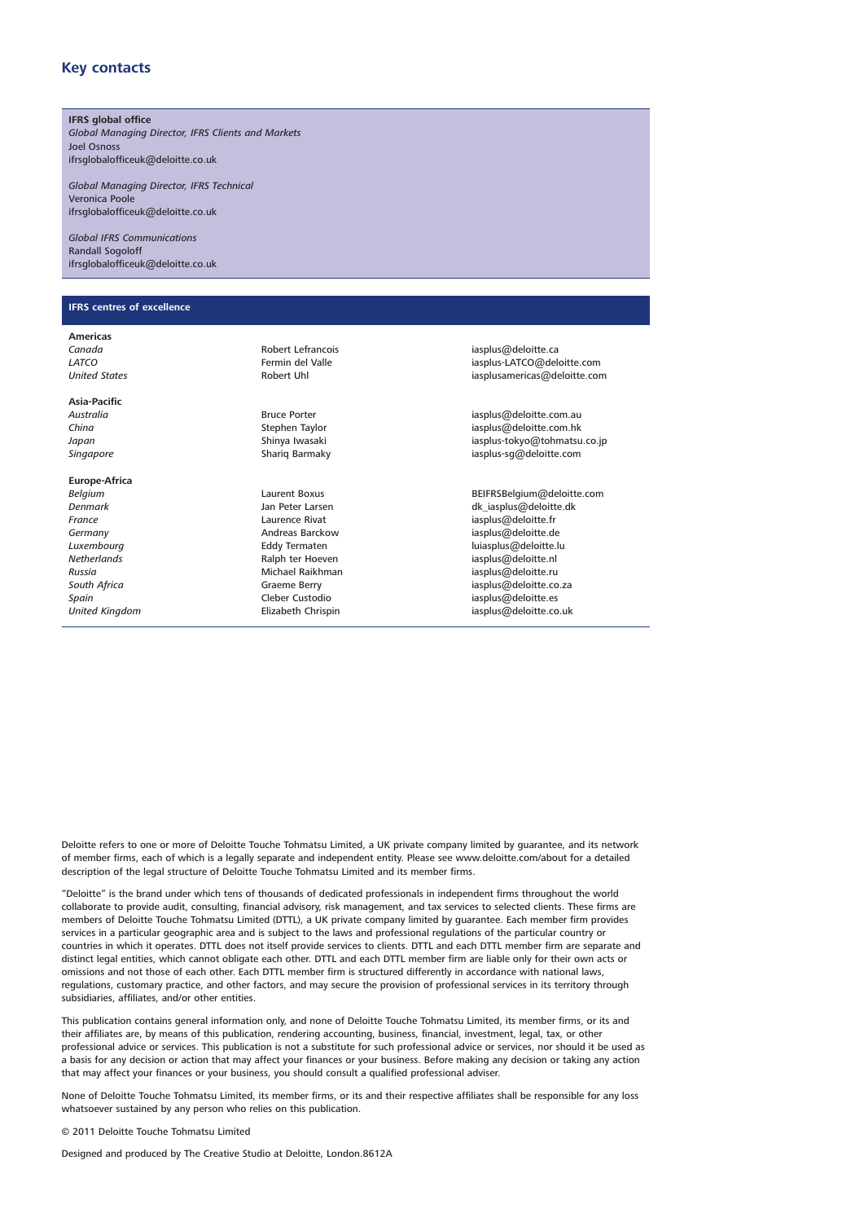## Key contacts

**IFRS global office**
*Global Managing Director, IFRS Clients and Markets*
Joel Osnoss
ifrsglobalofficeuk@deloitte.co.uk

*Global Managing Director, IFRS Technical*
Veronica Poole
ifrsglobalofficeuk@deloitte.co.uk

*Global IFRS Communications*
Randall Sogoloff
ifrsglobalofficeuk@deloitte.co.uk

**IFRS centres of excellence**

| | | |
|---|---|---|
| **Americas** | | |
| *Canada* | Robert Lefrancois | iasplus@deloitte.ca |
| *LATCO* | Fermin del Valle | iasplus-LATCO@deloitte.com |
| *United States* | Robert Uhl | iasplusamericas@deloitte.com |
| **Asia-Pacific** | | |
| *Australia* | Bruce Porter | iasplus@deloitte.com.au |
| *China* | Stephen Taylor | iasplus@deloitte.com.hk |
| *Japan* | Shinya Iwasaki | iasplus-tokyo@tohmatsu.co.jp |
| *Singapore* | Shariq Barmaky | iasplus-sg@deloitte.com |
| **Europe-Africa** | | |
| *Belgium* | Laurent Boxus | BEIFRSBelgium@deloitte.com |
| *Denmark* | Jan Peter Larsen | dk_iasplus@deloitte.dk |
| *France* | Laurence Rivat | iasplus@deloitte.fr |
| *Germany* | Andreas Barckow | iasplus@deloitte.de |
| *Luxembourg* | Eddy Termaten | luiasplus@deloitte.lu |
| *Netherlands* | Ralph ter Hoeven | iasplus@deloitte.nl |
| *Russia* | Michael Raikhman | iasplus@deloitte.ru |
| *South Africa* | Graeme Berry | iasplus@deloitte.co.za |
| *Spain* | Cleber Custodio | iasplus@deloitte.es |
| *United Kingdom* | Elizabeth Chrispin | iasplus@deloitte.co.uk |

Deloitte refers to one or more of Deloitte Touche Tohmatsu Limited, a UK private company limited by guarantee, and its network of member firms, each of which is a legally separate and independent entity. Please see www.deloitte.com/about for a detailed description of the legal structure of Deloitte Touche Tohmatsu Limited and its member firms.

"Deloitte" is the brand under which tens of thousands of dedicated professionals in independent firms throughout the world collaborate to provide audit, consulting, financial advisory, risk management, and tax services to selected clients. These firms are members of Deloitte Touche Tohmatsu Limited (DTTL), a UK private company limited by guarantee. Each member firm provides services in a particular geographic area and is subject to the laws and professional regulations of the particular country or countries in which it operates. DTTL does not itself provide services to clients. DTTL and each DTTL member firm are separate and distinct legal entities, which cannot obligate each other. DTTL and each DTTL member firm are liable only for their own acts or omissions and not those of each other. Each DTTL member firm is structured differently in accordance with national laws, regulations, customary practice, and other factors, and may secure the provision of professional services in its territory through subsidiaries, affiliates, and/or other entities.

This publication contains general information only, and none of Deloitte Touche Tohmatsu Limited, its member firms, or its and their affiliates are, by means of this publication, rendering accounting, business, financial, investment, legal, tax, or other professional advice or services. This publication is not a substitute for such professional advice or services, nor should it be used as a basis for any decision or action that may affect your finances or your business. Before making any decision or taking any action that may affect your finances or your business, you should consult a qualified professional adviser.

None of Deloitte Touche Tohmatsu Limited, its member firms, or its and their respective affiliates shall be responsible for any loss whatsoever sustained by any person who relies on this publication.

© 2011 Deloitte Touche Tohmatsu Limited

Designed and produced by The Creative Studio at Deloitte, London.8612A